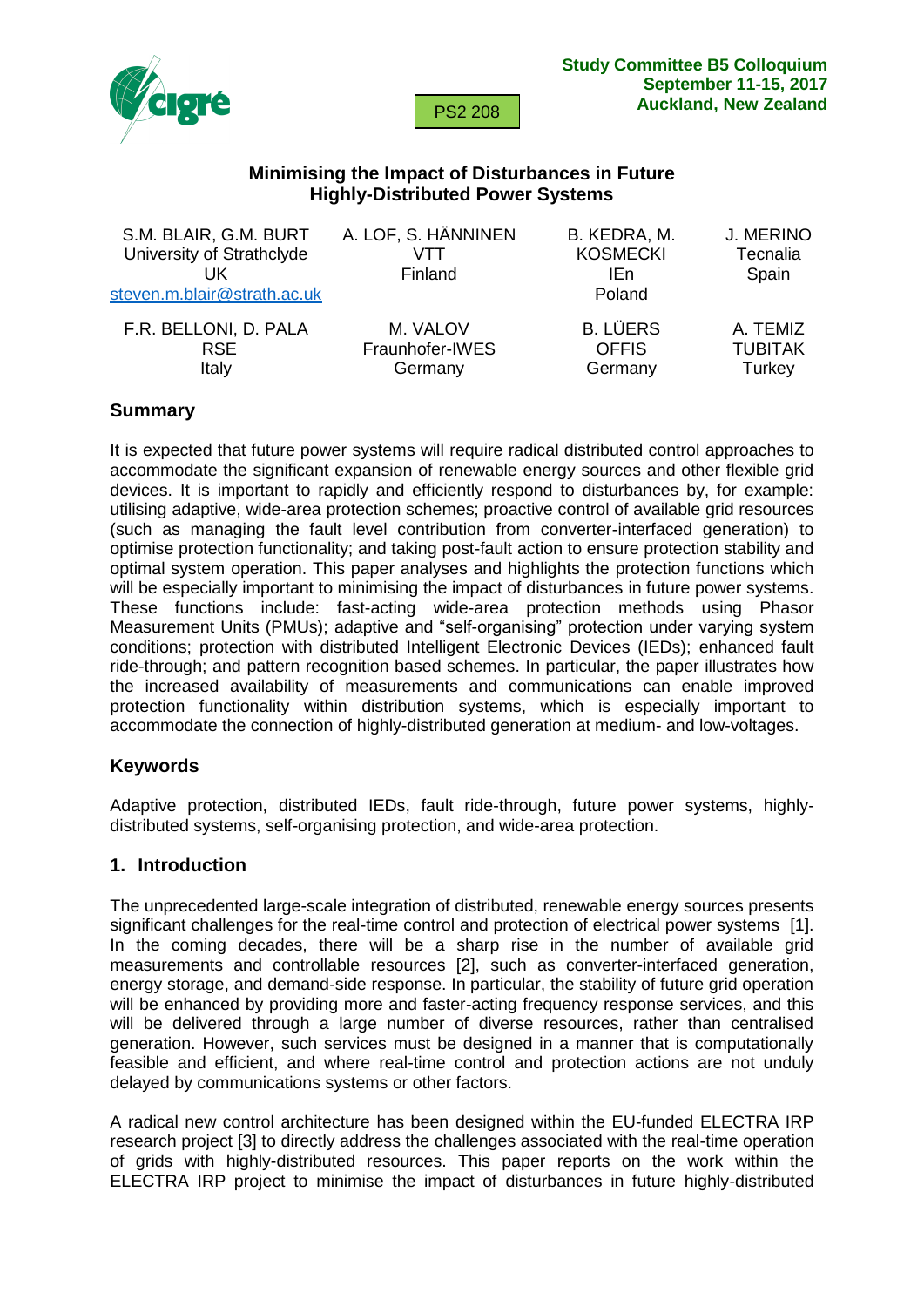PS2 208

**Study Committee B5 Colloquium**
**September 11-15, 2017**
**Auckland, New Zealand**

# Minimising the Impact of Disturbances in Future Highly-Distributed Power Systems

| S.M. BLAIR, G.M. BURT | A. LOF, S. HÄNNINEN | B. KEDRA, M. KOSMECKI | J. MERINO |
|---|---|---|---|
| University of Strathclyde | VTT | IEn | Tecnalia |
| UK | Finland | Poland | Spain |
| steven.m.blair@strath.ac.uk | | | |

| F.R. BELLONI, D. PALA | M. VALOV | B. LÜERS | A. TEMIZ |
|---|---|---|---|
| RSE | Fraunhofer-IWES | OFFIS | TUBITAK |
| Italy | Germany | Germany | Turkey |

## Summary

It is expected that future power systems will require radical distributed control approaches to accommodate the significant expansion of renewable energy sources and other flexible grid devices. It is important to rapidly and efficiently respond to disturbances by, for example: utilising adaptive, wide-area protection schemes; proactive control of available grid resources (such as managing the fault level contribution from converter-interfaced generation) to optimise protection functionality; and taking post-fault action to ensure protection stability and optimal system operation. This paper analyses and highlights the protection functions which will be especially important to minimising the impact of disturbances in future power systems. These functions include: fast-acting wide-area protection methods using Phasor Measurement Units (PMUs); adaptive and "self-organising" protection under varying system conditions; protection with distributed Intelligent Electronic Devices (IEDs); enhanced fault ride-through; and pattern recognition based schemes. In particular, the paper illustrates how the increased availability of measurements and communications can enable improved protection functionality within distribution systems, which is especially important to accommodate the connection of highly-distributed generation at medium- and low-voltages.

## Keywords

Adaptive protection, distributed IEDs, fault ride-through, future power systems, highly-distributed systems, self-organising protection, and wide-area protection.

## 1. Introduction

The unprecedented large-scale integration of distributed, renewable energy sources presents significant challenges for the real-time control and protection of electrical power systems [1]. In the coming decades, there will be a sharp rise in the number of available grid measurements and controllable resources [2], such as converter-interfaced generation, energy storage, and demand-side response. In particular, the stability of future grid operation will be enhanced by providing more and faster-acting frequency response services, and this will be delivered through a large number of diverse resources, rather than centralised generation. However, such services must be designed in a manner that is computationally feasible and efficient, and where real-time control and protection actions are not unduly delayed by communications systems or other factors.

A radical new control architecture has been designed within the EU-funded ELECTRA IRP research project [3] to directly address the challenges associated with the real-time operation of grids with highly-distributed resources. This paper reports on the work within the ELECTRA IRP project to minimise the impact of disturbances in future highly-distributed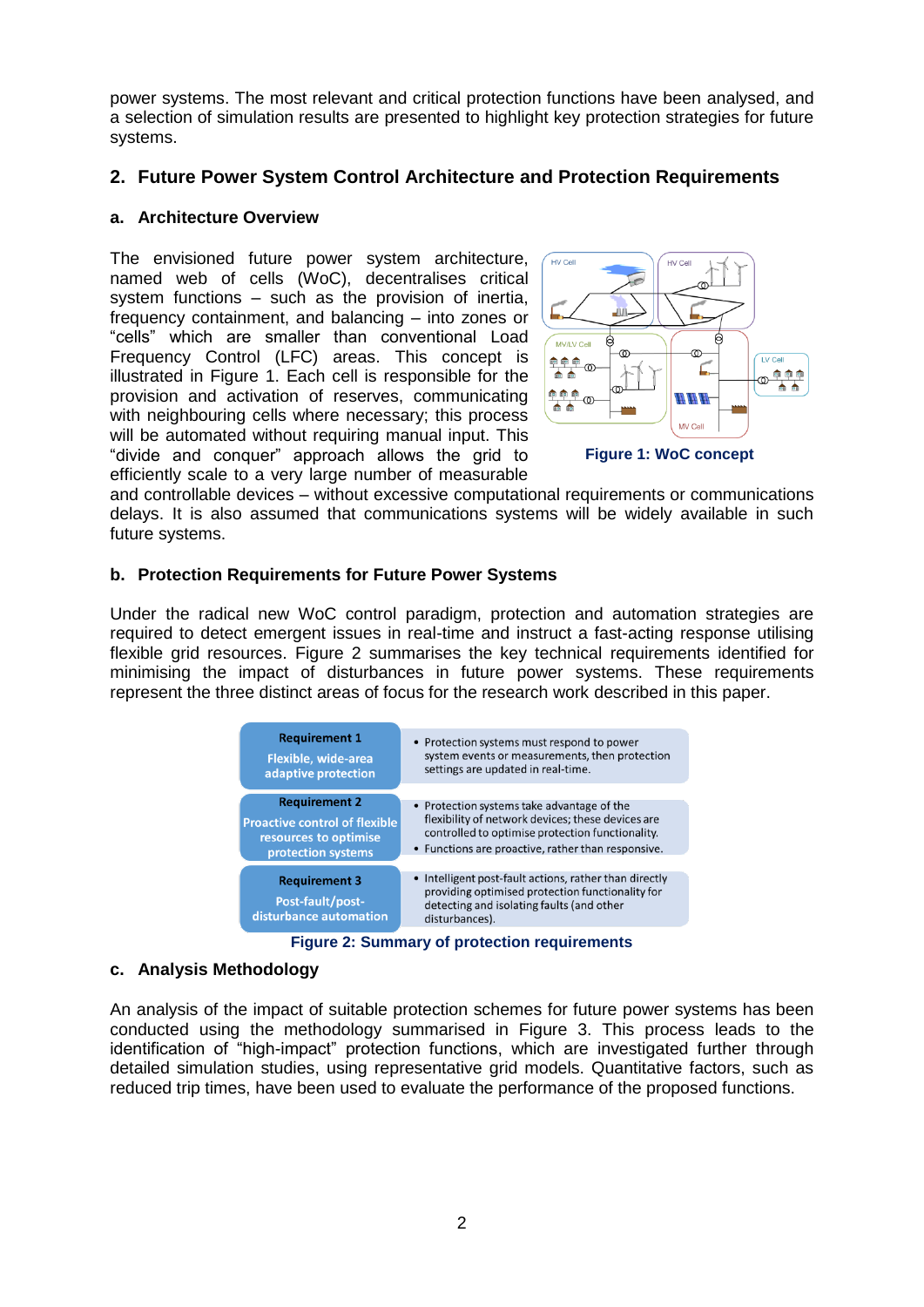power systems. The most relevant and critical protection functions have been analysed, and a selection of simulation results are presented to highlight key protection strategies for future systems.

## 2. Future Power System Control Architecture and Protection Requirements

### a. Architecture Overview

The envisioned future power system architecture, named web of cells (WoC), decentralises critical system functions – such as the provision of inertia, frequency containment, and balancing – into zones or "cells" which are smaller than conventional Load Frequency Control (LFC) areas. This concept is illustrated in Figure 1. Each cell is responsible for the provision and activation of reserves, communicating with neighbouring cells where necessary; this process will be automated without requiring manual input. This "divide and conquer" approach allows the grid to efficiently scale to a very large number of measurable and controllable devices – without excessive computational requirements or communications delays. It is also assumed that communications systems will be widely available in such future systems.

**Figure 1: WoC concept**

### b. Protection Requirements for Future Power Systems

Under the radical new WoC control paradigm, protection and automation strategies are required to detect emergent issues in real-time and instruct a fast-acting response utilising flexible grid resources. Figure 2 summarises the key technical requirements identified for minimising the impact of disturbances in future power systems. These requirements represent the three distinct areas of focus for the research work described in this paper.

| Requirement | Description |
|---|---|
| **Requirement 1** Flexible, wide-area adaptive protection | • Protection systems must respond to power system events or measurements, then protection settings are updated in real-time. |
| **Requirement 2** Proactive control of flexible resources to optimise protection systems | • Protection systems take advantage of the flexibility of network devices; these devices are controlled to optimise protection functionality. • Functions are proactive, rather than responsive. |
| **Requirement 3** Post-fault/post-disturbance automation | • Intelligent post-fault actions, rather than directly providing optimised protection functionality for detecting and isolating faults (and other disturbances). |

**Figure 2: Summary of protection requirements**

### c. Analysis Methodology

An analysis of the impact of suitable protection schemes for future power systems has been conducted using the methodology summarised in Figure 3. This process leads to the identification of "high-impact" protection functions, which are investigated further through detailed simulation studies, using representative grid models. Quantitative factors, such as reduced trip times, have been used to evaluate the performance of the proposed functions.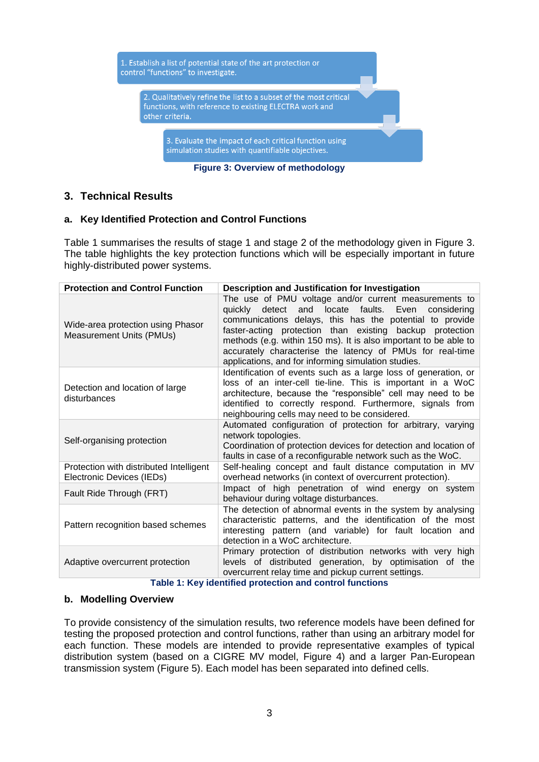1. Establish a list of potential state of the art protection or control "functions" to investigate.

2. Qualitatively refine the list to a subset of the most critical functions, with reference to existing ELECTRA work and other criteria.

3. Evaluate the impact of each critical function using simulation studies with quantifiable objectives.

**Figure 3: Overview of methodology**

## 3. Technical Results

### a. Key Identified Protection and Control Functions

Table 1 summarises the results of stage 1 and stage 2 of the methodology given in Figure 3. The table highlights the key protection functions which will be especially important in future highly-distributed power systems.

| Protection and Control Function | Description and Justification for Investigation |
|---|---|
| Wide-area protection using Phasor Measurement Units (PMUs) | The use of PMU voltage and/or current measurements to quickly detect and locate faults. Even considering communications delays, this has the potential to provide faster-acting protection than existing backup protection methods (e.g. within 150 ms). It is also important to be able to accurately characterise the latency of PMUs for real-time applications, and for informing simulation studies. |
| Detection and location of large disturbances | Identification of events such as a large loss of generation, or loss of an inter-cell tie-line. This is important in a WoC architecture, because the "responsible" cell may need to be identified to correctly respond. Furthermore, signals from neighbouring cells may need to be considered. |
| Self-organising protection | Automated configuration of protection for arbitrary, varying network topologies. Coordination of protection devices for detection and location of faults in case of a reconfigurable network such as the WoC. |
| Protection with distributed Intelligent Electronic Devices (IEDs) | Self-healing concept and fault distance computation in MV overhead networks (in context of overcurrent protection). |
| Fault Ride Through (FRT) | Impact of high penetration of wind energy on system behaviour during voltage disturbances. |
| Pattern recognition based schemes | The detection of abnormal events in the system by analysing characteristic patterns, and the identification of the most interesting pattern (and variable) for fault location and detection in a WoC architecture. |
| Adaptive overcurrent protection | Primary protection of distribution networks with very high levels of distributed generation, by optimisation of the overcurrent relay time and pickup current settings. |

**Table 1: Key identified protection and control functions**

### b. Modelling Overview

To provide consistency of the simulation results, two reference models have been defined for testing the proposed protection and control functions, rather than using an arbitrary model for each function. These models are intended to provide representative examples of typical distribution system (based on a CIGRE MV model, Figure 4) and a larger Pan-European transmission system (Figure 5). Each model has been separated into defined cells.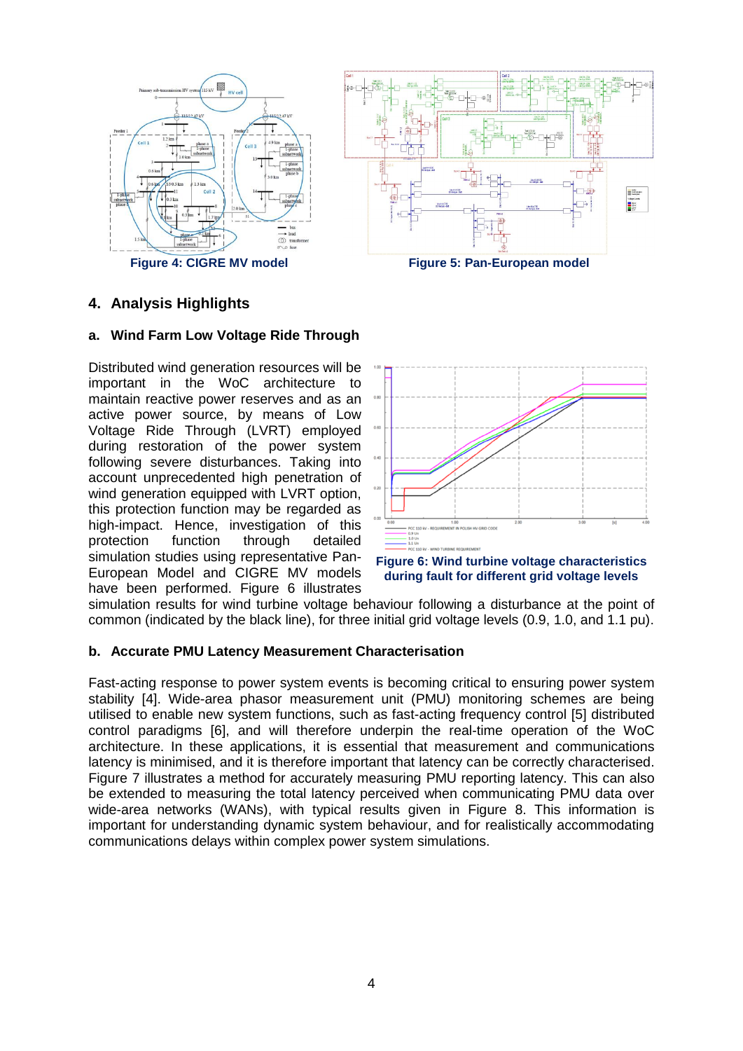Figure 4: CIGRE MV model

Figure 5: Pan-European model

## 4. Analysis Highlights

### a. Wind Farm Low Voltage Ride Through

Distributed wind generation resources will be important in the WoC architecture to maintain reactive power reserves and as an active power source, by means of Low Voltage Ride Through (LVRT) employed during restoration of the power system following severe disturbances. Taking into account unprecedented high penetration of wind generation equipped with LVRT option, this protection function may be regarded as high-impact. Hence, investigation of this protection function through detailed simulation studies using representative Pan-European Model and CIGRE MV models have been performed. Figure 6 illustrates simulation results for wind turbine voltage behaviour following a disturbance at the point of common (indicated by the black line), for three initial grid voltage levels (0.9, 1.0, and 1.1 pu).

Figure 6: Wind turbine voltage characteristics during fault for different grid voltage levels

### b. Accurate PMU Latency Measurement Characterisation

Fast-acting response to power system events is becoming critical to ensuring power system stability [4]. Wide-area phasor measurement unit (PMU) monitoring schemes are being utilised to enable new system functions, such as fast-acting frequency control [5] distributed control paradigms [6], and will therefore underpin the real-time operation of the WoC architecture. In these applications, it is essential that measurement and communications latency is minimised, and it is therefore important that latency can be correctly characterised. Figure 7 illustrates a method for accurately measuring PMU reporting latency. This can also be extended to measuring the total latency perceived when communicating PMU data over wide-area networks (WANs), with typical results given in Figure 8. This information is important for understanding dynamic system behaviour, and for realistically accommodating communications delays within complex power system simulations.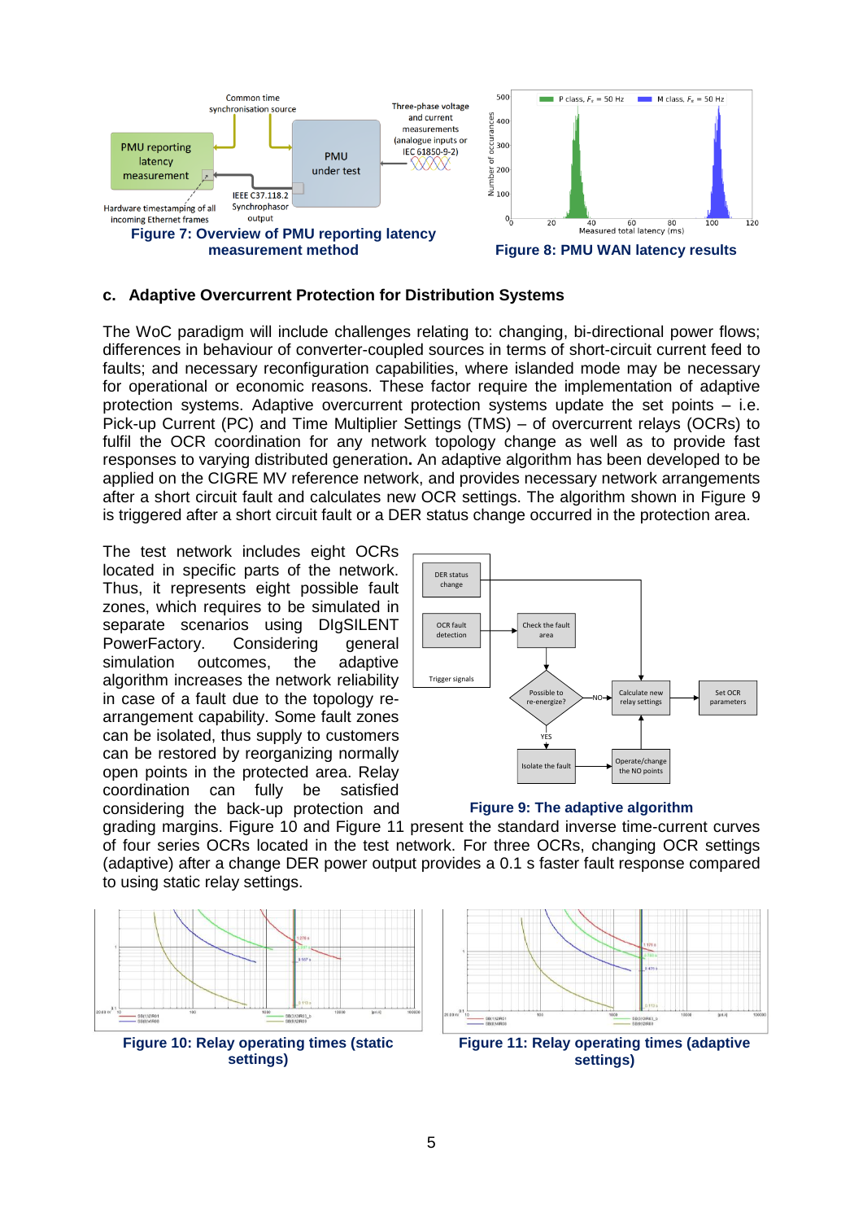Figure 7: Overview of PMU reporting latency measurement method

Figure 8: PMU WAN latency results

### c. Adaptive Overcurrent Protection for Distribution Systems

The WoC paradigm will include challenges relating to: changing, bi-directional power flows; differences in behaviour of converter-coupled sources in terms of short-circuit current feed to faults; and necessary reconfiguration capabilities, where islanded mode may be necessary for operational or economic reasons. These factor require the implementation of adaptive protection systems. Adaptive overcurrent protection systems update the set points – i.e. Pick-up Current (PC) and Time Multiplier Settings (TMS) – of overcurrent relays (OCRs) to fulfil the OCR coordination for any network topology change as well as to provide fast responses to varying distributed generation**.** An adaptive algorithm has been developed to be applied on the CIGRE MV reference network, and provides necessary network arrangements after a short circuit fault and calculates new OCR settings. The algorithm shown in Figure 9 is triggered after a short circuit fault or a DER status change occurred in the protection area.

The test network includes eight OCRs located in specific parts of the network. Thus, it represents eight possible fault zones, which requires to be simulated in separate scenarios using DIgSILENT PowerFactory. Considering general simulation outcomes, the adaptive algorithm increases the network reliability in case of a fault due to the topology re-arrangement capability. Some fault zones can be isolated, thus supply to customers can be restored by reorganizing normally open points in the protected area. Relay coordination can fully be satisfied considering the back-up protection and grading margins. Figure 10 and Figure 11 present the standard inverse time-current curves of four series OCRs located in the test network. For three OCRs, changing OCR settings (adaptive) after a change DER power output provides a 0.1 s faster fault response compared to using static relay settings.

Figure 9: The adaptive algorithm

Figure 10: Relay operating times (static settings)

Figure 11: Relay operating times (adaptive settings)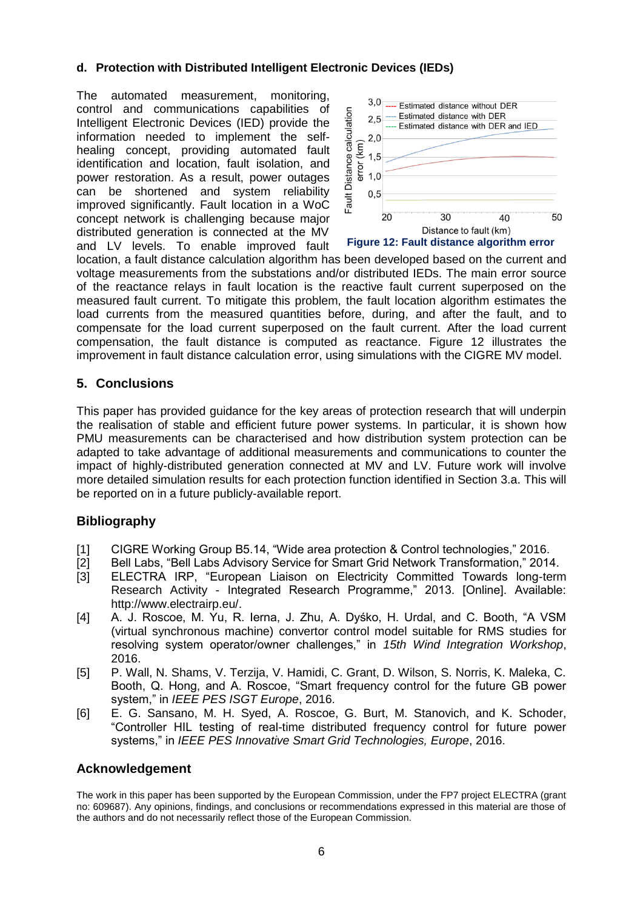### d. Protection with Distributed Intelligent Electronic Devices (IEDs)

The automated measurement, monitoring, control and communications capabilities of Intelligent Electronic Devices (IED) provide the information needed to implement the self-healing concept, providing automated fault identification and location, fault isolation, and power restoration. As a result, power outages can be shortened and system reliability improved significantly. Fault location in a WoC concept network is challenging because major distributed generation is connected at the MV and LV levels. To enable improved fault location, a fault distance calculation algorithm has been developed based on the current and voltage measurements from the substations and/or distributed IEDs. The main error source of the reactance relays in fault location is the reactive fault current superposed on the measured fault current. To mitigate this problem, the fault location algorithm estimates the load currents from the measured quantities before, during, and after the fault, and to compensate for the load current superposed on the fault current. After the load current compensation, the fault distance is computed as reactance. Figure 12 illustrates the improvement in fault distance calculation error, using simulations with the CIGRE MV model.

Fault Distance calculation error (km)
3,0
2,5
2,0
1,5
1,0
0,5
20
30
40
50
Distance to fault (km)
Estimated distance without DER
Estimated distance with DER
Estimated distance with DER and IED

**Figure 12: Fault distance algorithm error**

## 5. Conclusions

This paper has provided guidance for the key areas of protection research that will underpin the realisation of stable and efficient future power systems. In particular, it is shown how PMU measurements can be characterised and how distribution system protection can be adapted to take advantage of additional measurements and communications to counter the impact of highly-distributed generation connected at MV and LV. Future work will involve more detailed simulation results for each protection function identified in Section 3.a. This will be reported on in a future publicly-available report.

## Bibliography

[1] CIGRE Working Group B5.14, "Wide area protection & Control technologies," 2016.

[2] Bell Labs, "Bell Labs Advisory Service for Smart Grid Network Transformation," 2014.

[3] ELECTRA IRP, "European Liaison on Electricity Committed Towards long-term Research Activity - Integrated Research Programme," 2013. [Online]. Available: http://www.electrairp.eu/.

[4] A. J. Roscoe, M. Yu, R. Ierna, J. Zhu, A. Dyśko, H. Urdal, and C. Booth, "A VSM (virtual synchronous machine) convertor control model suitable for RMS studies for resolving system operator/owner challenges," in *15th Wind Integration Workshop*, 2016.

[5] P. Wall, N. Shams, V. Terzija, V. Hamidi, C. Grant, D. Wilson, S. Norris, K. Maleka, C. Booth, Q. Hong, and A. Roscoe, "Smart frequency control for the future GB power system," in *IEEE PES ISGT Europe*, 2016.

[6] E. G. Sansano, M. H. Syed, A. Roscoe, G. Burt, M. Stanovich, and K. Schoder, "Controller HIL testing of real-time distributed frequency control for future power systems," in *IEEE PES Innovative Smart Grid Technologies, Europe*, 2016.

## Acknowledgement

The work in this paper has been supported by the European Commission, under the FP7 project ELECTRA (grant no: 609687). Any opinions, findings, and conclusions or recommendations expressed in this material are those of the authors and do not necessarily reflect those of the European Commission.